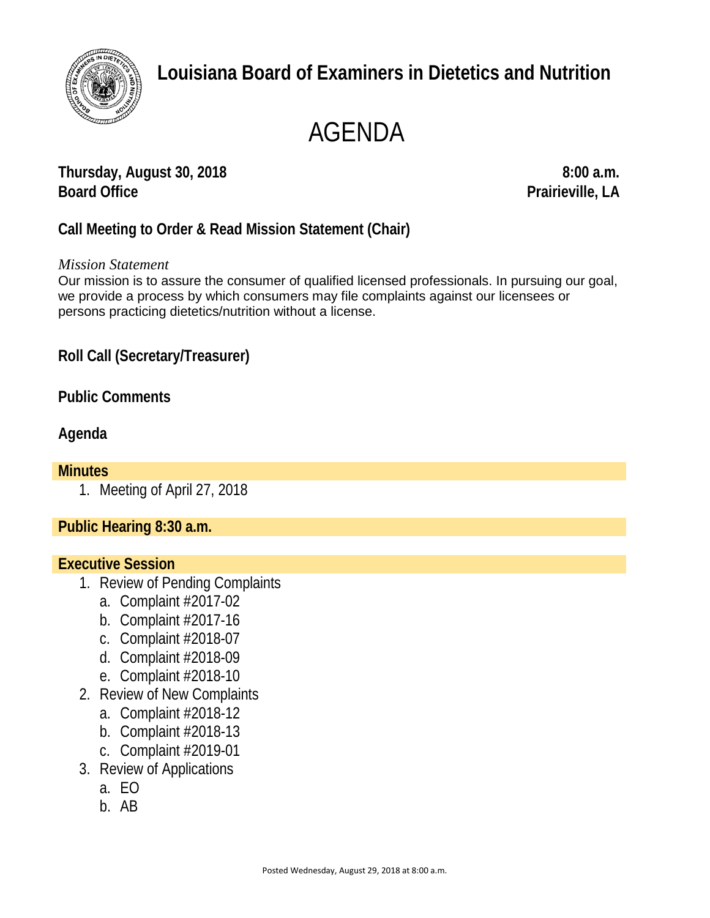# Louisiana Board of Examiners in Dietetics and Nutrition

# AGENDA

**Thursday, August 30, 2018** **8:00 a.m.**
**Board Office** **Prairieville, LA**

## Call Meeting to Order & Read Mission Statement (Chair)

*Mission Statement*
Our mission is to assure the consumer of qualified licensed professionals. In pursuing our goal, we provide a process by which consumers may file complaints against our licensees or persons practicing dietetics/nutrition without a license.

## Roll Call (Secretary/Treasurer)

## Public Comments

## Agenda

### Minutes

1. Meeting of April 27, 2018

### Public Hearing 8:30 a.m.

### Executive Session

1. Review of Pending Complaints
   a. Complaint #2017-02
   b. Complaint #2017-16
   c. Complaint #2018-07
   d. Complaint #2018-09
   e. Complaint #2018-10
2. Review of New Complaints
   a. Complaint #2018-12
   b. Complaint #2018-13
   c. Complaint #2019-01
3. Review of Applications
   a. EO
   b. AB

Posted Wednesday, August 29, 2018 at 8:00 a.m.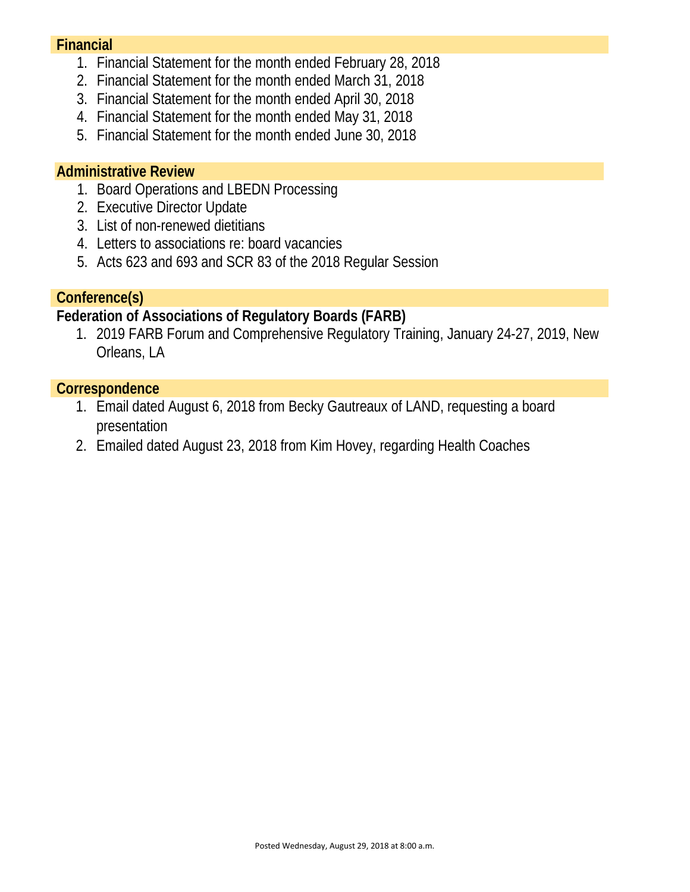## Financial

1. Financial Statement for the month ended February 28, 2018
2. Financial Statement for the month ended March 31, 2018
3. Financial Statement for the month ended April 30, 2018
4. Financial Statement for the month ended May 31, 2018
5. Financial Statement for the month ended June 30, 2018

## Administrative Review

1. Board Operations and LBEDN Processing
2. Executive Director Update
3. List of non-renewed dietitians
4. Letters to associations re: board vacancies
5. Acts 623 and 693 and SCR 83 of the 2018 Regular Session

## Conference(s)

### Federation of Associations of Regulatory Boards (FARB)

1. 2019 FARB Forum and Comprehensive Regulatory Training, January 24-27, 2019, New Orleans, LA

## Correspondence

1. Email dated August 6, 2018 from Becky Gautreaux of LAND, requesting a board presentation
2. Emailed dated August 23, 2018 from Kim Hovey, regarding Health Coaches

Posted Wednesday, August 29, 2018 at 8:00 a.m.